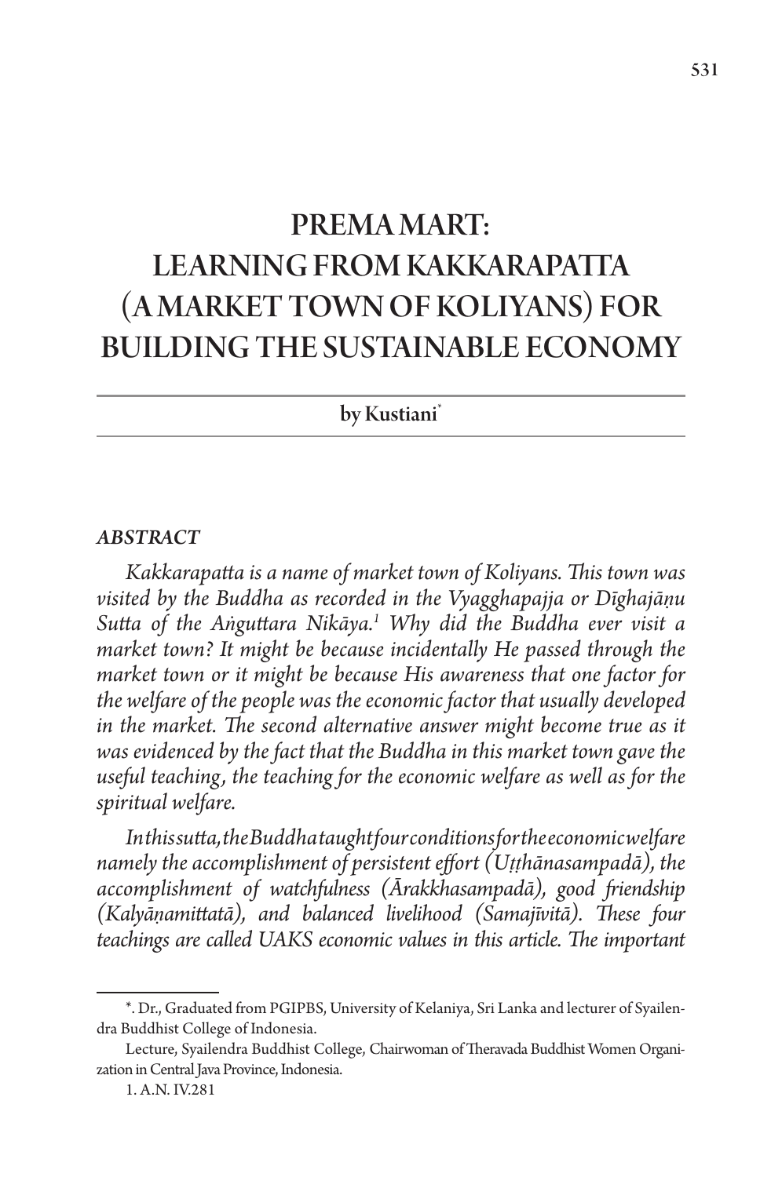# PREMA MART: LEARNING FROM KAKKARAPATTA (A MARKET TOWN OF KOLIYANS) FOR BUILDING THE SUSTAINABLE ECONOMY

by Kustiani[*]

### *ABSTRACT*

*Kakkarapatta is a name of market town of Koliyans. This town was visited by the Buddha as recorded in the Vyagghapajja or Dīghajāṇu Sutta of the Aṅguttara Nikāya.*[1] *Why did the Buddha ever visit a market town? It might be because incidentally He passed through the market town or it might be because His awareness that one factor for the welfare of the people was the economic factor that usually developed in the market. The second alternative answer might become true as it was evidenced by the fact that the Buddha in this market town gave the useful teaching, the teaching for the economic welfare as well as for the spiritual welfare.*

*In this sutta, the Buddha taught four conditions for the economic welfare namely the accomplishment of persistent effort (Uṭṭhānasampadā), the accomplishment of watchfulness (Ārakkhasampadā), good friendship (Kalyāṇamittatā), and balanced livelihood (Samajīvitā). These four teachings are called UAKS economic values in this article. The important*

---

*. Dr., Graduated from PGIPBS, University of Kelaniya, Sri Lanka and lecturer of Syailendra Buddhist College of Indonesia.

Lecture, Syailendra Buddhist College, Chairwoman of Theravada Buddhist Women Organization in Central Java Province, Indonesia.

1. A.N. IV.281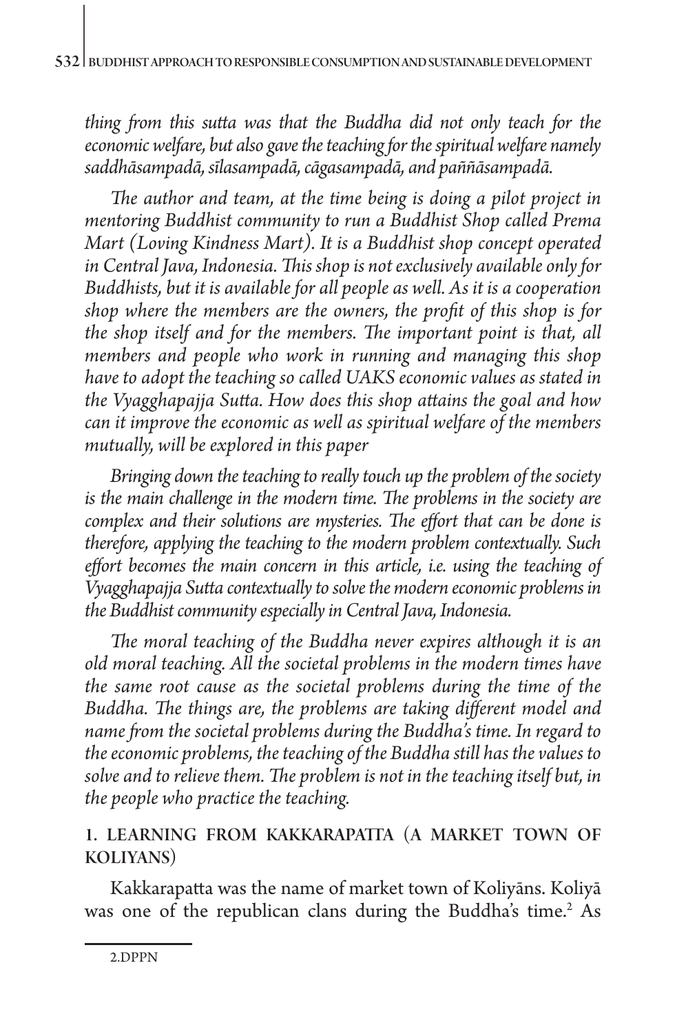*thing from this sutta was that the Buddha did not only teach for the economic welfare, but also gave the teaching for the spiritual welfare namely saddhāsampadā, sīlasampadā, cāgasampadā, and paññāsampadā.*

*The author and team, at the time being is doing a pilot project in mentoring Buddhist community to run a Buddhist Shop called Prema Mart (Loving Kindness Mart). It is a Buddhist shop concept operated in Central Java, Indonesia. This shop is not exclusively available only for Buddhists, but it is available for all people as well. As it is a cooperation shop where the members are the owners, the profit of this shop is for the shop itself and for the members. The important point is that, all members and people who work in running and managing this shop have to adopt the teaching so called UAKS economic values as stated in the Vyagghapajja Sutta. How does this shop attains the goal and how can it improve the economic as well as spiritual welfare of the members mutually, will be explored in this paper*

*Bringing down the teaching to really touch up the problem of the society is the main challenge in the modern time. The problems in the society are complex and their solutions are mysteries. The effort that can be done is therefore, applying the teaching to the modern problem contextually. Such effort becomes the main concern in this article, i.e. using the teaching of Vyagghapajja Sutta contextually to solve the modern economic problems in the Buddhist community especially in Central Java, Indonesia.*

*The moral teaching of the Buddha never expires although it is an old moral teaching. All the societal problems in the modern times have the same root cause as the societal problems during the time of the Buddha. The things are, the problems are taking different model and name from the societal problems during the Buddha's time. In regard to the economic problems, the teaching of the Buddha still has the values to solve and to relieve them. The problem is not in the teaching itself but, in the people who practice the teaching.*

## 1. LEARNING FROM KAKKARAPATTA (A MARKET TOWN OF KOLIYANS)

Kakkarapatta was the name of market town of Koliyāns. Koliyā was one of the republican clans during the Buddha's time.[2] As

2.DPPN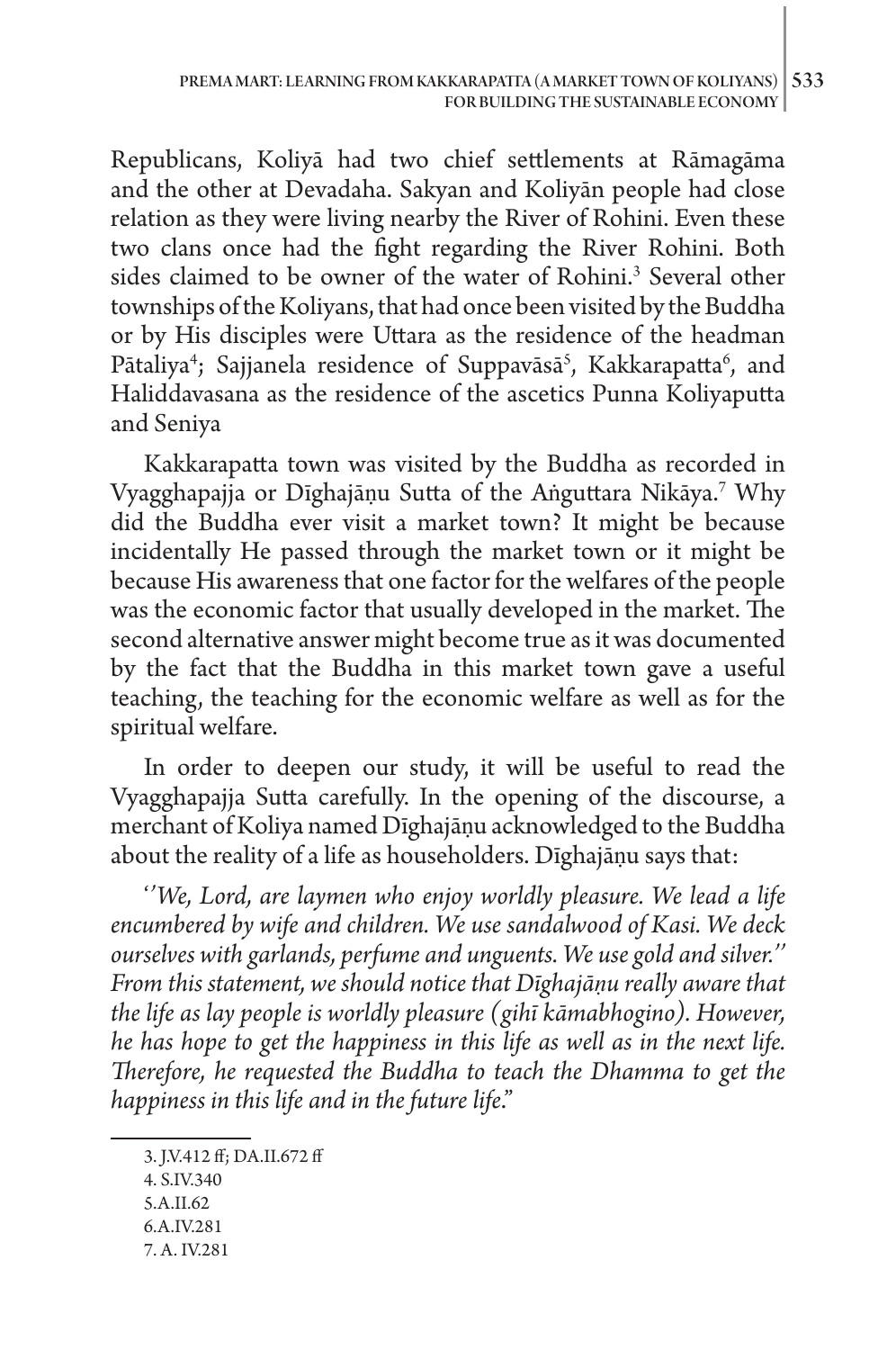Republicans, Koliyā had two chief settlements at Rāmagāma and the other at Devadaha. Sakyan and Koliyān people had close relation as they were living nearby the River of Rohini. Even these two clans once had the fight regarding the River Rohini. Both sides claimed to be owner of the water of Rohini.[3] Several other townships of the Koliyans, that had once been visited by the Buddha or by His disciples were Uttara as the residence of the headman Pātaliya[4]; Sajjanela residence of Suppavāsā[5], Kakkarapatta[6], and Haliddavasana as the residence of the ascetics Punna Koliyaputta and Seniya

Kakkarapatta town was visited by the Buddha as recorded in Vyagghapajja or Dīghajāṇu Sutta of the Aṅguttara Nikāya.[7] Why did the Buddha ever visit a market town? It might be because incidentally He passed through the market town or it might be because His awareness that one factor for the welfares of the people was the economic factor that usually developed in the market. The second alternative answer might become true as it was documented by the fact that the Buddha in this market town gave a useful teaching, the teaching for the economic welfare as well as for the spiritual welfare.

In order to deepen our study, it will be useful to read the Vyagghapajja Sutta carefully. In the opening of the discourse, a merchant of Koliya named Dīghajāṇu acknowledged to the Buddha about the reality of a life as householders. Dīghajāṇu says that:

*''We, Lord, are laymen who enjoy worldly pleasure. We lead a life encumbered by wife and children. We use sandalwood of Kasi. We deck ourselves with garlands, perfume and unguents. We use gold and silver.'' From this statement, we should notice that Dīghajāṇu really aware that the life as lay people is worldly pleasure (gihī kāmabhogino). However, he has hope to get the happiness in this life as well as in the next life. Therefore, he requested the Buddha to teach the Dhamma to get the happiness in this life and in the future life."*

---

3. J.V.412 ff; DA.II.672 ff
4. S.IV.340
5. A.II.62
6. A.IV.281
7. A. IV.281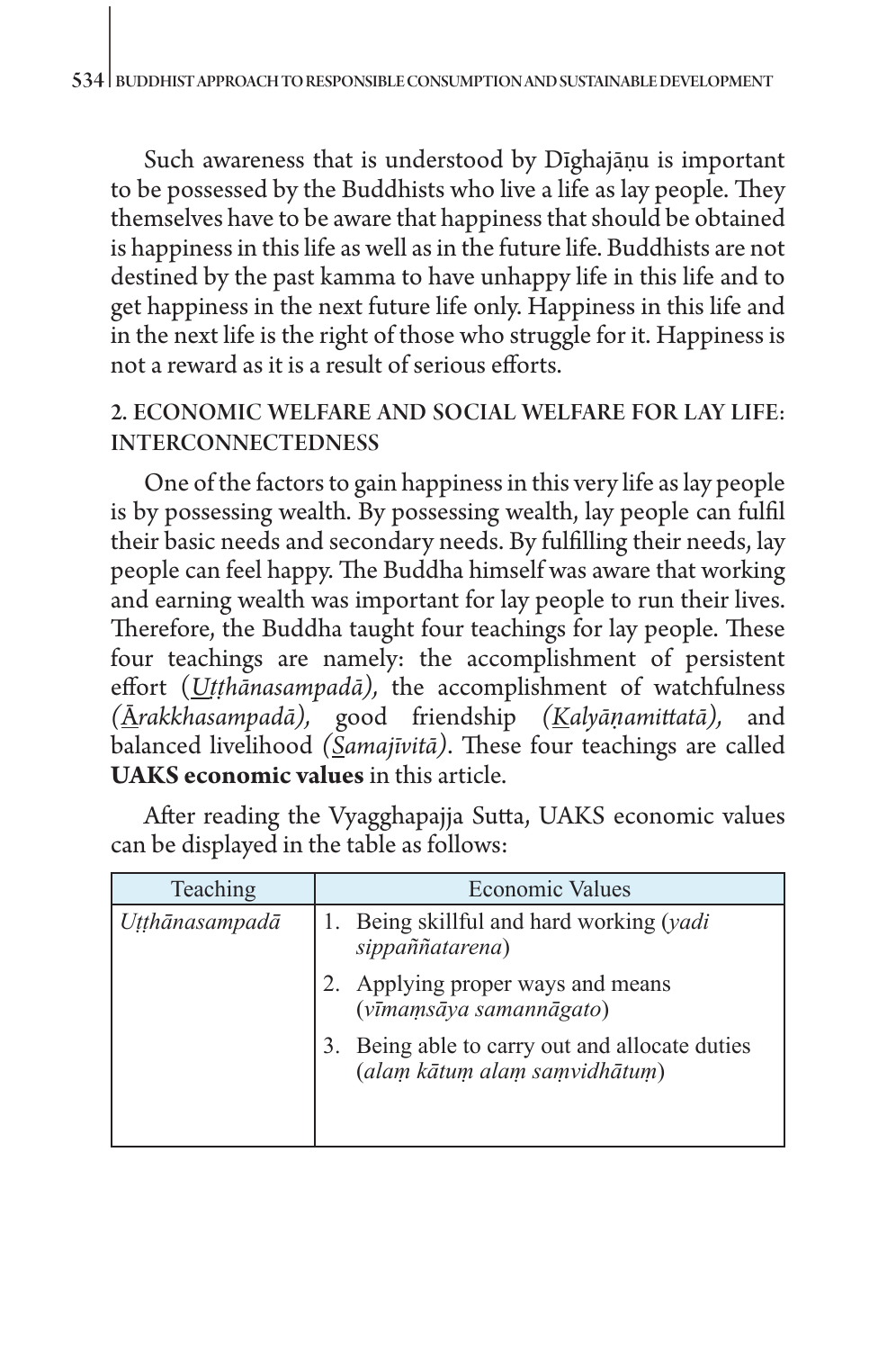Such awareness that is understood by Dīghajāṇu is important to be possessed by the Buddhists who live a life as lay people. They themselves have to be aware that happiness that should be obtained is happiness in this life as well as in the future life. Buddhists are not destined by the past kamma to have unhappy life in this life and to get happiness in the next future life only. Happiness in this life and in the next life is the right of those who struggle for it. Happiness is not a reward as it is a result of serious efforts.

## 2. ECONOMIC WELFARE AND SOCIAL WELFARE FOR LAY LIFE: INTERCONNECTEDNESS

One of the factors to gain happiness in this very life as lay people is by possessing wealth. By possessing wealth, lay people can fulfil their basic needs and secondary needs. By fulfilling their needs, lay people can feel happy. The Buddha himself was aware that working and earning wealth was important for lay people to run their lives. Therefore, the Buddha taught four teachings for lay people. These four teachings are namely: the accomplishment of persistent effort (*<u>U</u>ṭṭhānasampadā),* the accomplishment of watchfulness *(<u>Ā</u>rakkhasampadā),* good friendship *(<u>K</u>alyāṇamittatā),* and balanced livelihood *(<u>S</u>amajīvitā)*. These four teachings are called **UAKS economic values** in this article.

After reading the Vyagghapajja Sutta, UAKS economic values can be displayed in the table as follows:

| Teaching | Economic Values |
|---|---|
| *Uṭṭhānasampadā* | 1. Being skillful and hard working (*yadi sippaññatarena*)<br>2. Applying proper ways and means (*vīmaṃsāya samannāgato*)<br>3. Being able to carry out and allocate duties (*alaṃ kātuṃ alaṃ saṃvidhātuṃ*) |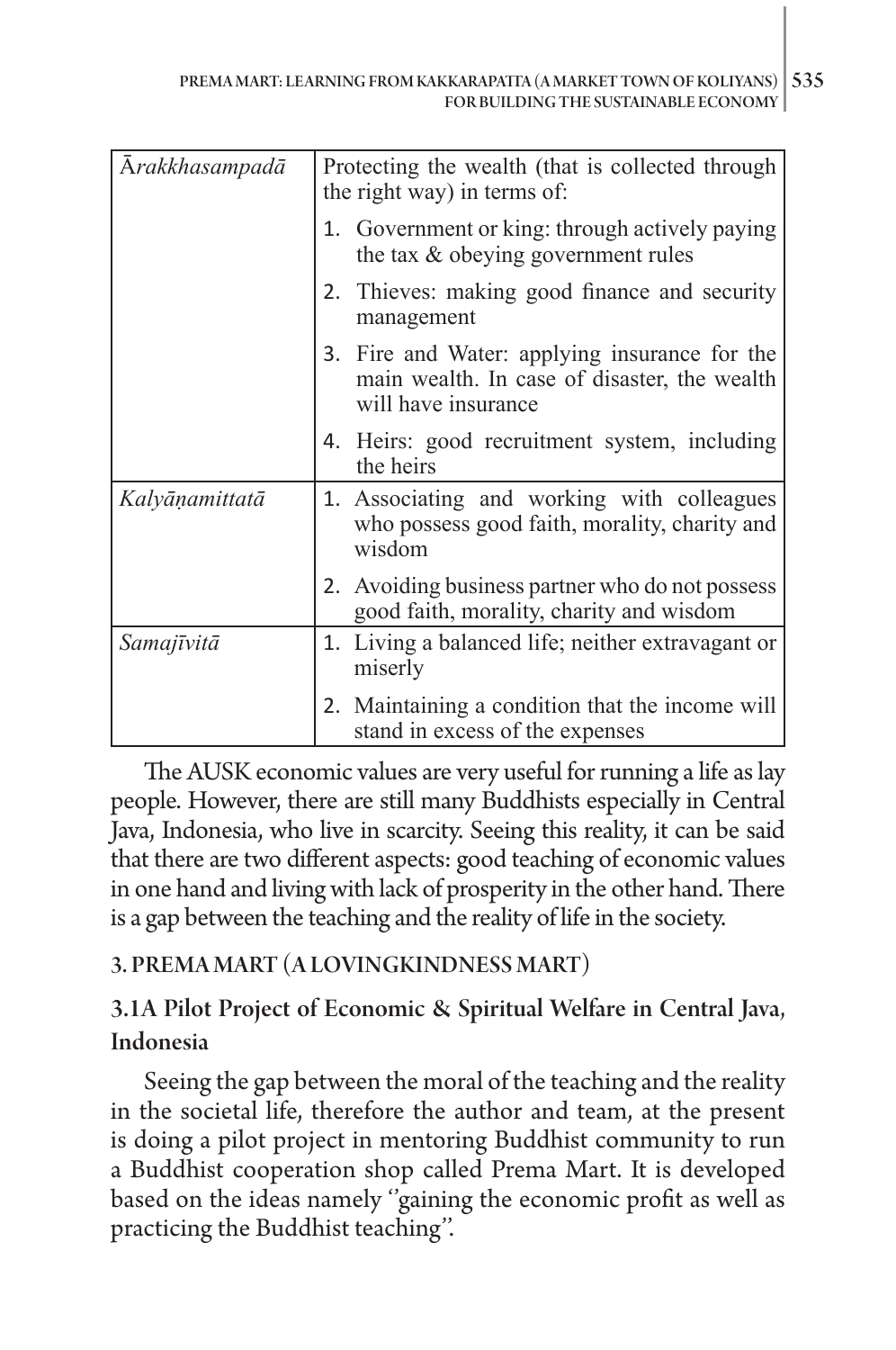| | |
|---|---|
| *Ārakkhasampadā* | Protecting the wealth (that is collected through the right way) in terms of:<br>1. Government or king: through actively paying the tax & obeying government rules<br>2. Thieves: making good finance and security management<br>3. Fire and Water: applying insurance for the main wealth. In case of disaster, the wealth will have insurance<br>4. Heirs: good recruitment system, including the heirs |
| *Kalyāṇamittatā* | 1. Associating and working with colleagues who possess good faith, morality, charity and wisdom<br>2. Avoiding business partner who do not possess good faith, morality, charity and wisdom |
| *Samajīvitā* | 1. Living a balanced life; neither extravagant or miserly<br>2. Maintaining a condition that the income will stand in excess of the expenses |

The AUSK economic values are very useful for running a life as lay people. However, there are still many Buddhists especially in Central Java, Indonesia, who live in scarcity. Seeing this reality, it can be said that there are two different aspects: good teaching of economic values in one hand and living with lack of prosperity in the other hand. There is a gap between the teaching and the reality of life in the society.

## 3. PREMA MART (A LOVINGKINDNESS MART)

### 3.1A Pilot Project of Economic & Spiritual Welfare in Central Java, Indonesia

Seeing the gap between the moral of the teaching and the reality in the societal life, therefore the author and team, at the present is doing a pilot project in mentoring Buddhist community to run a Buddhist cooperation shop called Prema Mart. It is developed based on the ideas namely ''gaining the economic profit as well as practicing the Buddhist teaching''.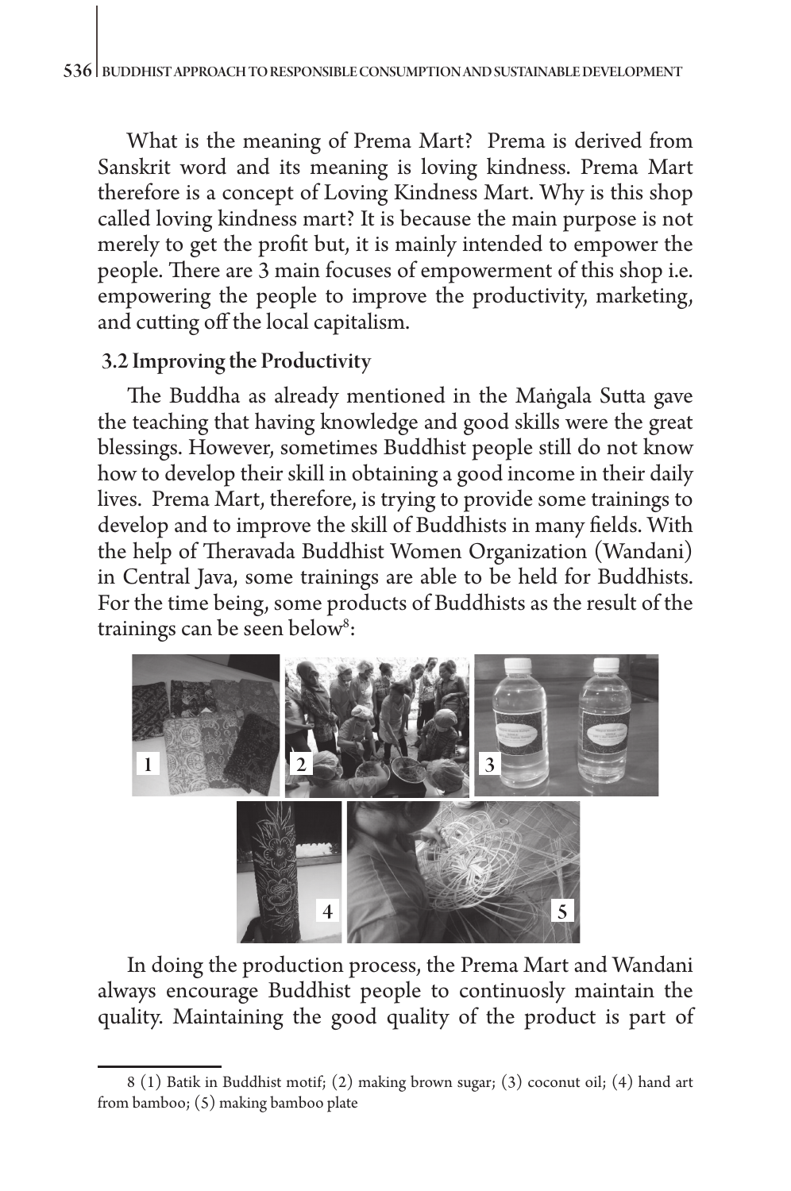What is the meaning of Prema Mart? Prema is derived from Sanskrit word and its meaning is loving kindness. Prema Mart therefore is a concept of Loving Kindness Mart. Why is this shop called loving kindness mart? It is because the main purpose is not merely to get the profit but, it is mainly intended to empower the people. There are 3 main focuses of empowerment of this shop i.e. empowering the people to improve the productivity, marketing, and cutting off the local capitalism.

### 3.2 Improving the Productivity

The Buddha as already mentioned in the Maṅgala Sutta gave the teaching that having knowledge and good skills were the great blessings. However, sometimes Buddhist people still do not know how to develop their skill in obtaining a good income in their daily lives. Prema Mart, therefore, is trying to provide some trainings to develop and to improve the skill of Buddhists in many fields. With the help of Theravada Buddhist Women Organization (Wandani) in Central Java, some trainings are able to be held for Buddhists. For the time being, some products of Buddhists as the result of the trainings can be seen below[8]:

In doing the production process, the Prema Mart and Wandani always encourage Buddhist people to continuosly maintain the quality. Maintaining the good quality of the product is part of

8 (1) Batik in Buddhist motif; (2) making brown sugar; (3) coconut oil; (4) hand art from bamboo; (5) making bamboo plate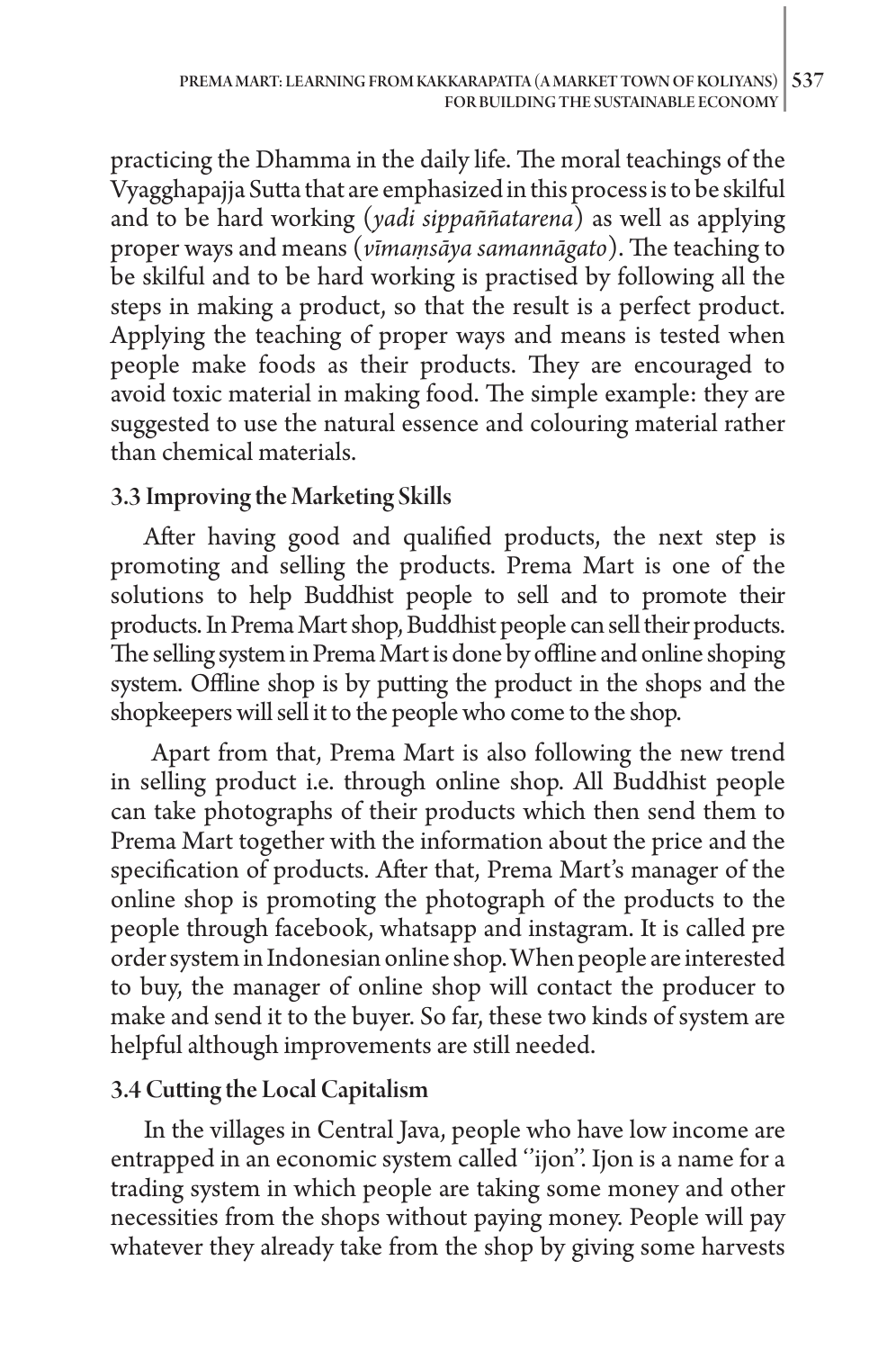practicing the Dhamma in the daily life. The moral teachings of the Vyagghapajja Sutta that are emphasized in this process is to be skilful and to be hard working (*yadi sippaññatarena*) as well as applying proper ways and means (*vīmaṃsāya samannāgato*). The teaching to be skilful and to be hard working is practised by following all the steps in making a product, so that the result is a perfect product. Applying the teaching of proper ways and means is tested when people make foods as their products. They are encouraged to avoid toxic material in making food. The simple example: they are suggested to use the natural essence and colouring material rather than chemical materials.

### 3.3 Improving the Marketing Skills

After having good and qualified products, the next step is promoting and selling the products. Prema Mart is one of the solutions to help Buddhist people to sell and to promote their products. In Prema Mart shop, Buddhist people can sell their products. The selling system in Prema Mart is done by offline and online shoping system. Offline shop is by putting the product in the shops and the shopkeepers will sell it to the people who come to the shop.

Apart from that, Prema Mart is also following the new trend in selling product i.e. through online shop. All Buddhist people can take photographs of their products which then send them to Prema Mart together with the information about the price and the specification of products. After that, Prema Mart's manager of the online shop is promoting the photograph of the products to the people through facebook, whatsapp and instagram. It is called pre order system in Indonesian online shop. When people are interested to buy, the manager of online shop will contact the producer to make and send it to the buyer. So far, these two kinds of system are helpful although improvements are still needed.

### 3.4 Cutting the Local Capitalism

In the villages in Central Java, people who have low income are entrapped in an economic system called ''ijon''. Ijon is a name for a trading system in which people are taking some money and other necessities from the shops without paying money. People will pay whatever they already take from the shop by giving some harvests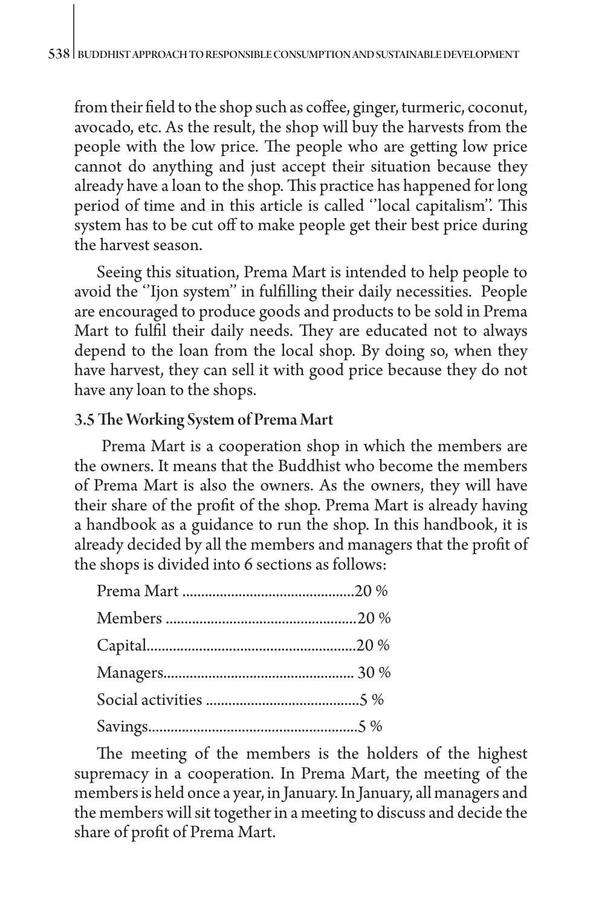from their field to the shop such as coffee, ginger, turmeric, coconut, avocado, etc. As the result, the shop will buy the harvests from the people with the low price. The people who are getting low price cannot do anything and just accept their situation because they already have a loan to the shop. This practice has happened for long period of time and in this article is called ''local capitalism''. This system has to be cut off to make people get their best price during the harvest season.

Seeing this situation, Prema Mart is intended to help people to avoid the ''Ijon system'' in fulfilling their daily necessities. People are encouraged to produce goods and products to be sold in Prema Mart to fulfil their daily needs. They are educated not to always depend to the loan from the local shop. By doing so, when they have harvest, they can sell it with good price because they do not have any loan to the shops.

### 3.5 The Working System of Prema Mart

Prema Mart is a cooperation shop in which the members are the owners. It means that the Buddhist who become the members of Prema Mart is also the owners. As the owners, they will have their share of the profit of the shop. Prema Mart is already having a handbook as a guidance to run the shop. In this handbook, it is already decided by all the members and managers that the profit of the shops is divided into 6 sections as follows:

Prema Mart ............................................20 %
Members ..................................................20 %
Capital.......................................................20 %
Managers.................................................. 30 %
Social activities .........................................5 %
Savings.......................................................5 %

The meeting of the members is the holders of the highest supremacy in a cooperation. In Prema Mart, the meeting of the members is held once a year, in January. In January, all managers and the members will sit together in a meeting to discuss and decide the share of profit of Prema Mart.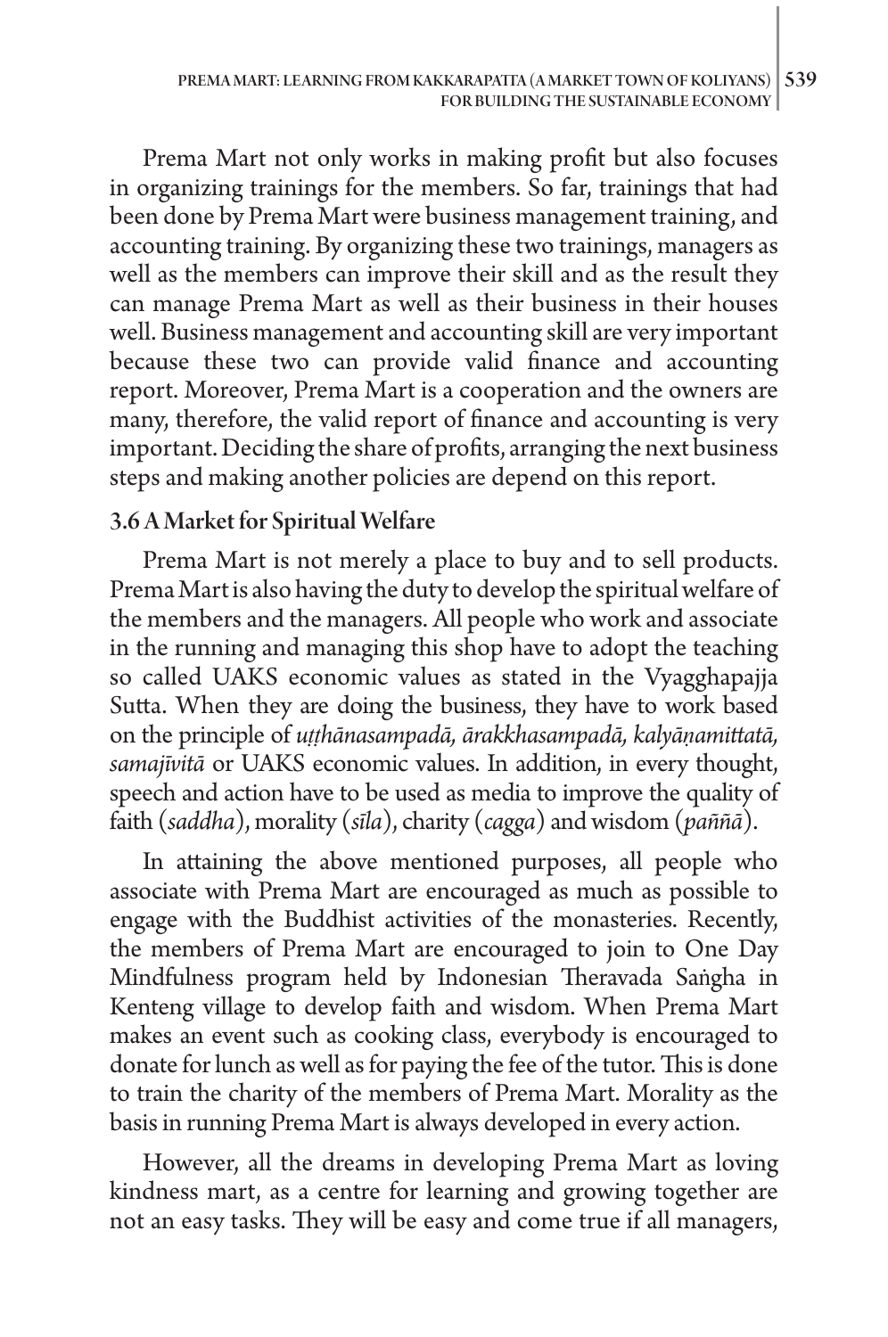Prema Mart not only works in making profit but also focuses in organizing trainings for the members. So far, trainings that had been done by Prema Mart were business management training, and accounting training. By organizing these two trainings, managers as well as the members can improve their skill and as the result they can manage Prema Mart as well as their business in their houses well. Business management and accounting skill are very important because these two can provide valid finance and accounting report. Moreover, Prema Mart is a cooperation and the owners are many, therefore, the valid report of finance and accounting is very important. Deciding the share of profits, arranging the next business steps and making another policies are depend on this report.

### 3.6 A Market for Spiritual Welfare

Prema Mart is not merely a place to buy and to sell products. Prema Mart is also having the duty to develop the spiritual welfare of the members and the managers. All people who work and associate in the running and managing this shop have to adopt the teaching so called UAKS economic values as stated in the Vyagghapajja Sutta. When they are doing the business, they have to work based on the principle of *uṭṭhānasampadā, ārakkhasampadā, kalyāṇamittatā, samajīvitā* or UAKS economic values. In addition, in every thought, speech and action have to be used as media to improve the quality of faith (*saddha*), morality (*sīla*), charity (*cagga*) and wisdom (*paññā*).

In attaining the above mentioned purposes, all people who associate with Prema Mart are encouraged as much as possible to engage with the Buddhist activities of the monasteries. Recently, the members of Prema Mart are encouraged to join to One Day Mindfulness program held by Indonesian Theravada Saṅgha in Kenteng village to develop faith and wisdom. When Prema Mart makes an event such as cooking class, everybody is encouraged to donate for lunch as well as for paying the fee of the tutor. This is done to train the charity of the members of Prema Mart. Morality as the basis in running Prema Mart is always developed in every action.

However, all the dreams in developing Prema Mart as loving kindness mart, as a centre for learning and growing together are not an easy tasks. They will be easy and come true if all managers,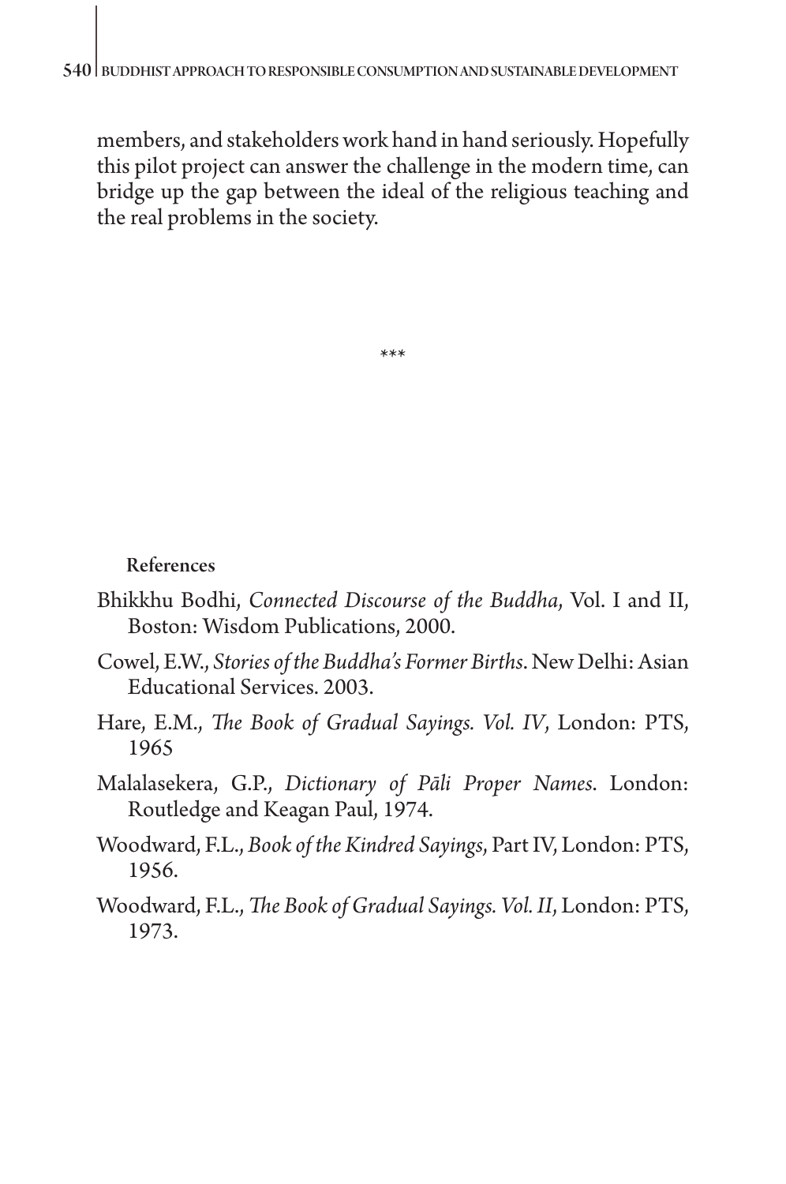members, and stakeholders work hand in hand seriously. Hopefully this pilot project can answer the challenge in the modern time, can bridge up the gap between the ideal of the religious teaching and the real problems in the society.

\*\*\*

### References

Bhikkhu Bodhi, *Connected Discourse of the Buddha*, Vol. I and II, Boston: Wisdom Publications, 2000.

Cowel, E.W., *Stories of the Buddha's Former Births*. New Delhi: Asian Educational Services. 2003.

Hare, E.M., *The Book of Gradual Sayings. Vol. IV*, London: PTS, 1965

Malalasekera, G.P., *Dictionary of Pāli Proper Names*. London: Routledge and Keagan Paul, 1974.

Woodward, F.L., *Book of the Kindred Sayings*, Part IV, London: PTS, 1956.

Woodward, F.L., *The Book of Gradual Sayings. Vol. II*, London: PTS, 1973.